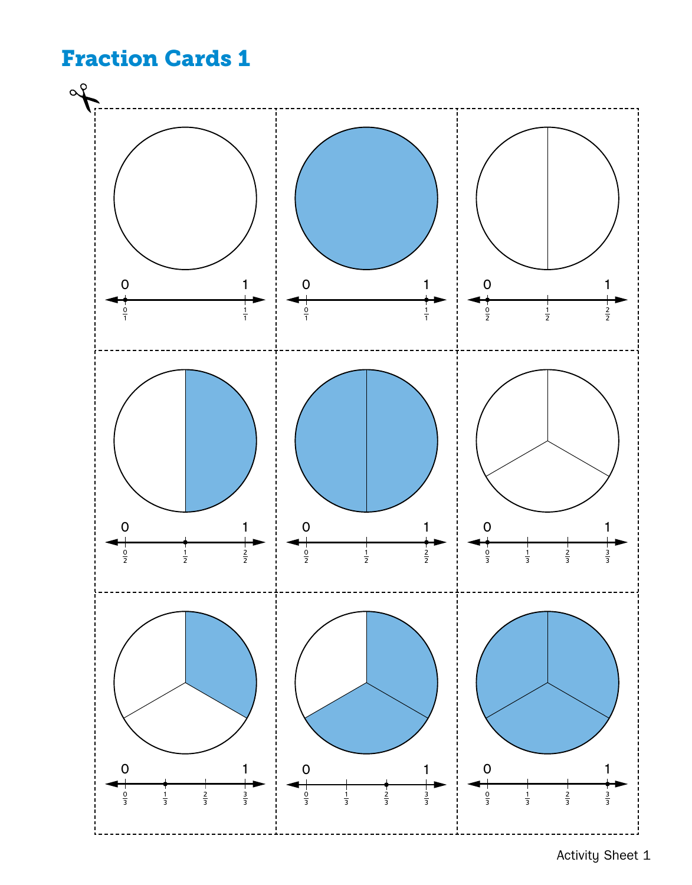# Fraction Cards 1

| | | |
|---|---|---|
| 0 — 1; $\frac{0}{1}$, $\frac{1}{1}$ | 0 — 1; $\frac{0}{1}$, $\frac{1}{1}$ | 0 — 1; $\frac{0}{2}$, $\frac{1}{2}$, $\frac{2}{2}$ |
| 0 — 1; $\frac{0}{2}$, $\frac{1}{2}$, $\frac{2}{2}$ | 0 — 1; $\frac{0}{2}$, $\frac{1}{2}$, $\frac{2}{2}$ | 0 — 1; $\frac{0}{3}$, $\frac{1}{3}$, $\frac{2}{3}$, $\frac{3}{3}$ |
| 0 — 1; $\frac{0}{3}$, $\frac{1}{3}$, $\frac{2}{3}$, $\frac{3}{3}$ | 0 — 1; $\frac{0}{3}$, $\frac{1}{3}$, $\frac{2}{3}$, $\frac{3}{3}$ | 0 — 1; $\frac{0}{3}$, $\frac{1}{3}$, $\frac{2}{3}$, $\frac{3}{3}$ |

Activity Sheet 1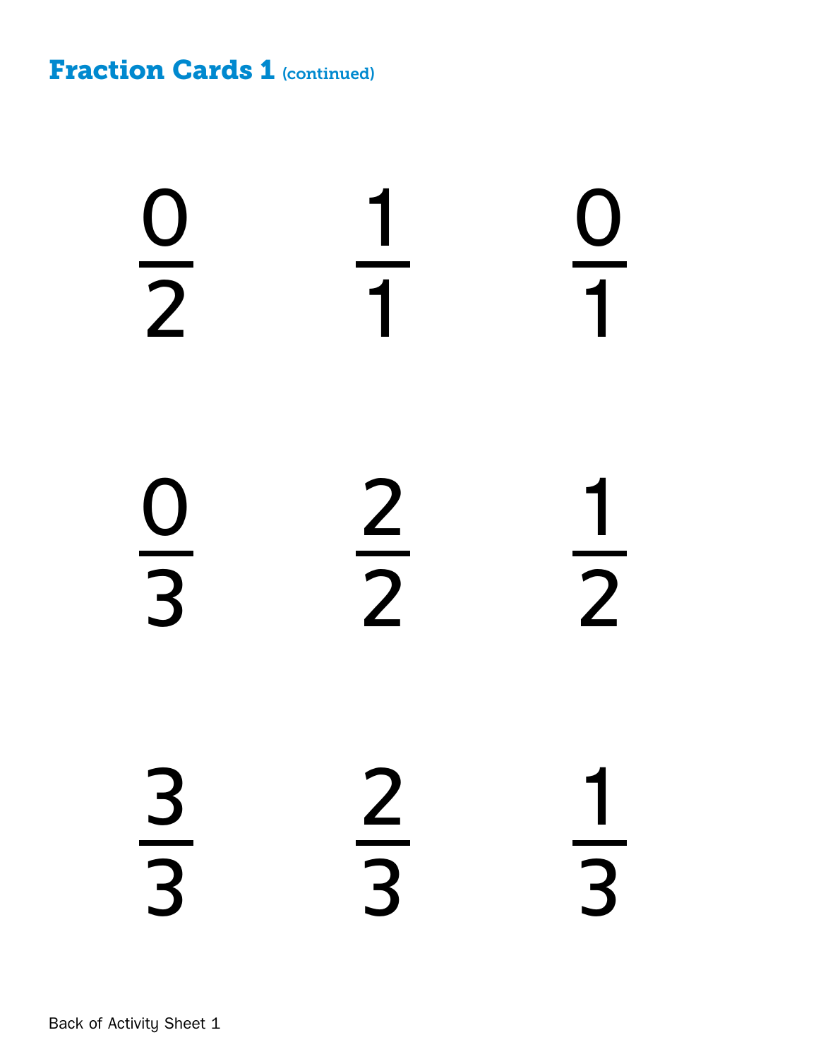## Fraction Cards 1 (continued)

| | | |
|---|---|---|
| $\frac{0}{2}$ | $\frac{1}{1}$ | $\frac{0}{1}$ |
| $\frac{0}{3}$ | $\frac{2}{2}$ | $\frac{1}{2}$ |
| $\frac{3}{3}$ | $\frac{2}{3}$ | $\frac{1}{3}$ |

Back of Activity Sheet 1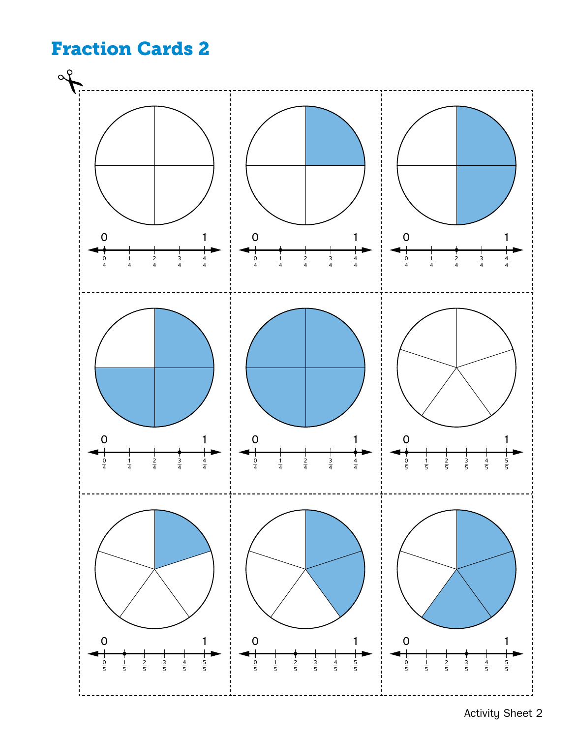# Fraction Cards 2

0 1

$\frac{0}{4}$ $\frac{1}{4}$ $\frac{2}{4}$ $\frac{3}{4}$ $\frac{4}{4}$

0 1

$\frac{0}{4}$ $\frac{1}{4}$ $\frac{2}{4}$ $\frac{3}{4}$ $\frac{4}{4}$

0 1

$\frac{0}{4}$ $\frac{1}{4}$ $\frac{2}{4}$ $\frac{3}{4}$ $\frac{4}{4}$

0 1

$\frac{0}{4}$ $\frac{1}{4}$ $\frac{2}{4}$ $\frac{3}{4}$ $\frac{4}{4}$

0 1

$\frac{0}{4}$ $\frac{1}{4}$ $\frac{2}{4}$ $\frac{3}{4}$ $\frac{4}{4}$

0 1

$\frac{0}{5}$ $\frac{1}{5}$ $\frac{2}{5}$ $\frac{3}{5}$ $\frac{4}{5}$ $\frac{5}{5}$

0 1

$\frac{0}{5}$ $\frac{1}{5}$ $\frac{2}{5}$ $\frac{3}{5}$ $\frac{4}{5}$ $\frac{5}{5}$

0 1

$\frac{0}{5}$ $\frac{1}{5}$ $\frac{2}{5}$ $\frac{3}{5}$ $\frac{4}{5}$ $\frac{5}{5}$

0 1

$\frac{0}{5}$ $\frac{1}{5}$ $\frac{2}{5}$ $\frac{3}{5}$ $\frac{4}{5}$ $\frac{5}{5}$

Activity Sheet 2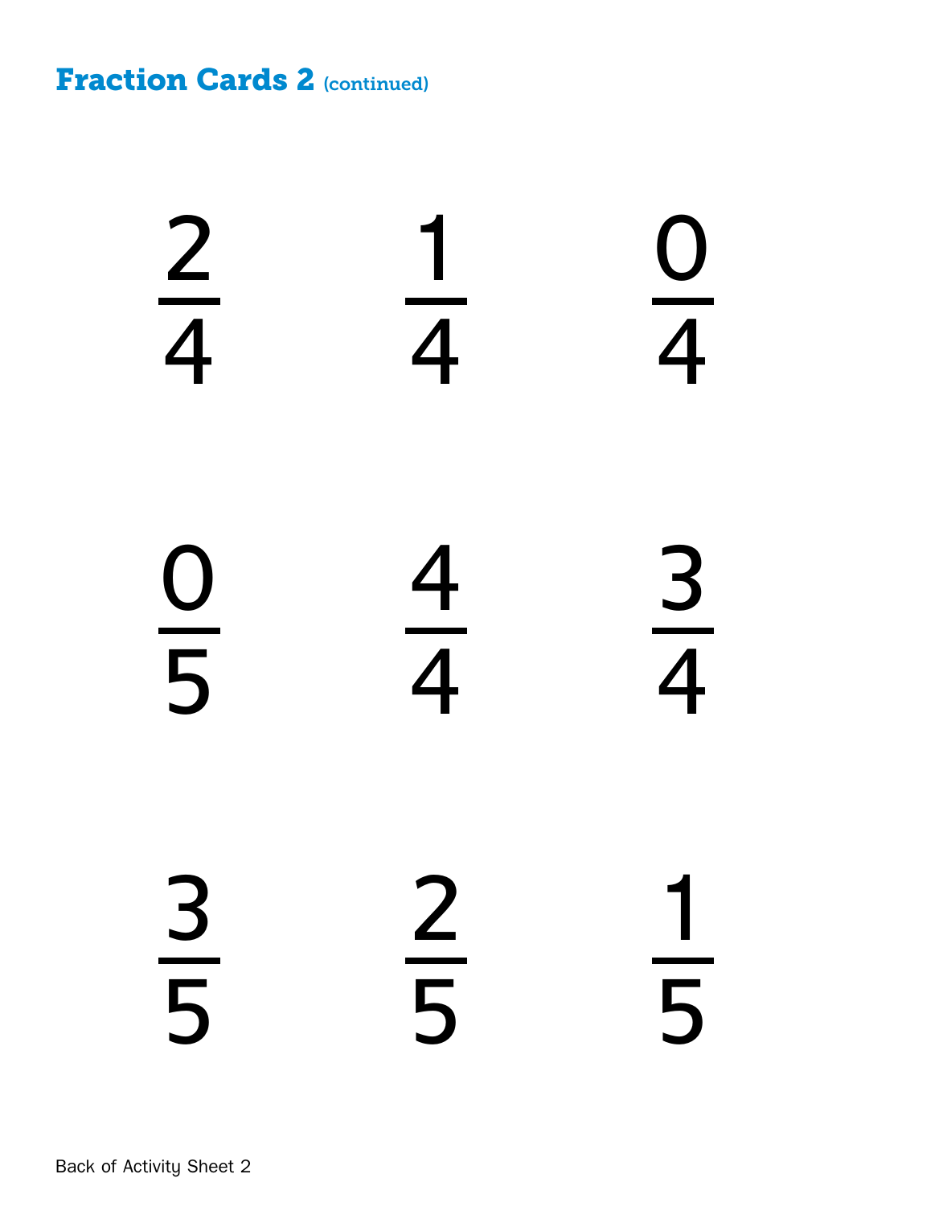## Fraction Cards 2 (continued)

$$\frac{2}{4} \qquad \frac{1}{4} \qquad \frac{0}{4}$$

$$\frac{0}{5} \qquad \frac{4}{4} \qquad \frac{3}{4}$$

$$\frac{3}{5} \qquad \frac{2}{5} \qquad \frac{1}{5}$$

Back of Activity Sheet 2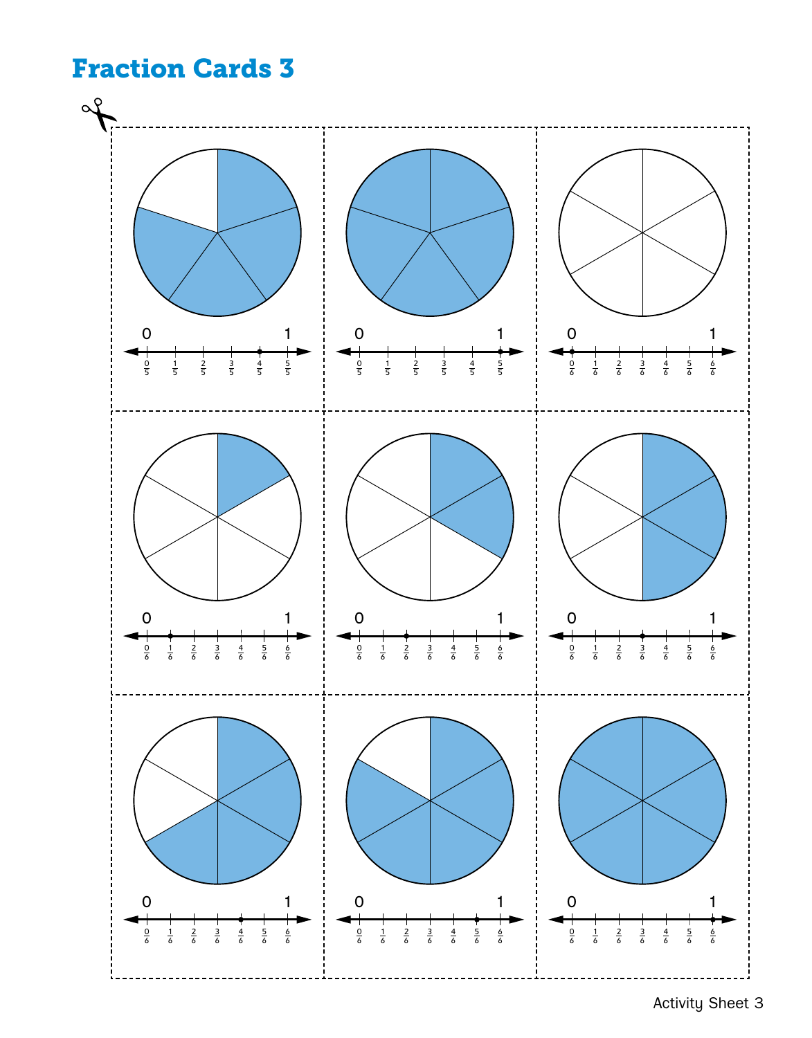# Fraction Cards 3

0 1

$\frac{0}{5}$ $\frac{1}{5}$ $\frac{2}{5}$ $\frac{3}{5}$ $\frac{4}{5}$ $\frac{5}{5}$

0 1

$\frac{0}{5}$ $\frac{1}{5}$ $\frac{2}{5}$ $\frac{3}{5}$ $\frac{4}{5}$ $\frac{5}{5}$

0 1

$\frac{0}{6}$ $\frac{1}{6}$ $\frac{2}{6}$ $\frac{3}{6}$ $\frac{4}{6}$ $\frac{5}{6}$ $\frac{6}{6}$

0 1

$\frac{0}{6}$ $\frac{1}{6}$ $\frac{2}{6}$ $\frac{3}{6}$ $\frac{4}{6}$ $\frac{5}{6}$ $\frac{6}{6}$

0 1

$\frac{0}{6}$ $\frac{1}{6}$ $\frac{2}{6}$ $\frac{3}{6}$ $\frac{4}{6}$ $\frac{5}{6}$ $\frac{6}{6}$

0 1

$\frac{0}{6}$ $\frac{1}{6}$ $\frac{2}{6}$ $\frac{3}{6}$ $\frac{4}{6}$ $\frac{5}{6}$ $\frac{6}{6}$

0 1

$\frac{0}{6}$ $\frac{1}{6}$ $\frac{2}{6}$ $\frac{3}{6}$ $\frac{4}{6}$ $\frac{5}{6}$ $\frac{6}{6}$

0 1

$\frac{0}{6}$ $\frac{1}{6}$ $\frac{2}{6}$ $\frac{3}{6}$ $\frac{4}{6}$ $\frac{5}{6}$ $\frac{6}{6}$

0 1

$\frac{0}{6}$ $\frac{1}{6}$ $\frac{2}{6}$ $\frac{3}{6}$ $\frac{4}{6}$ $\frac{5}{6}$ $\frac{6}{6}$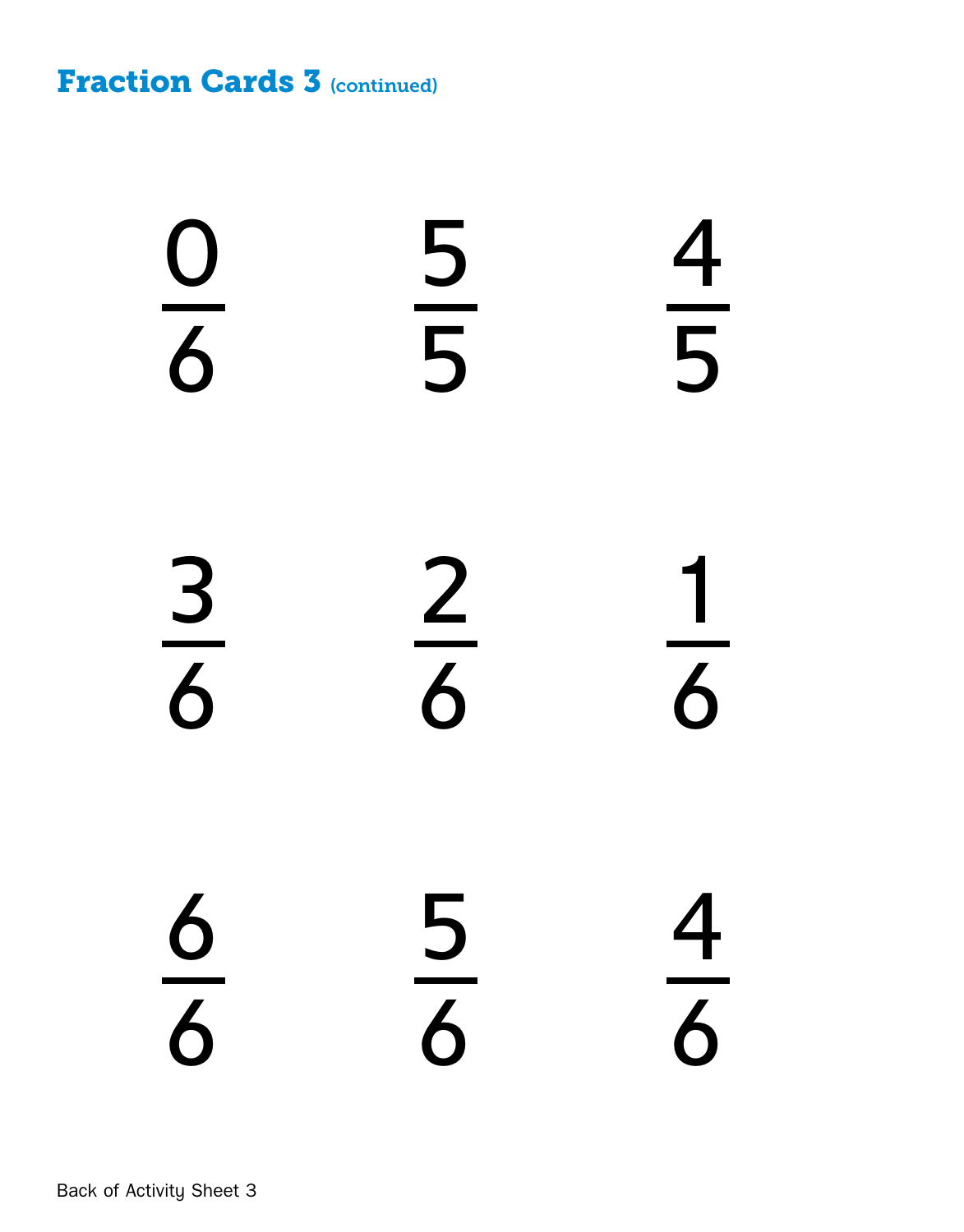# Fraction Cards 3 (continued)

$$\frac{0}{6} \qquad \frac{5}{5} \qquad \frac{4}{5}$$

$$\frac{3}{6} \qquad \frac{2}{6} \qquad \frac{1}{6}$$

$$\frac{6}{6} \qquad \frac{5}{6} \qquad \frac{4}{6}$$

Back of Activity Sheet 3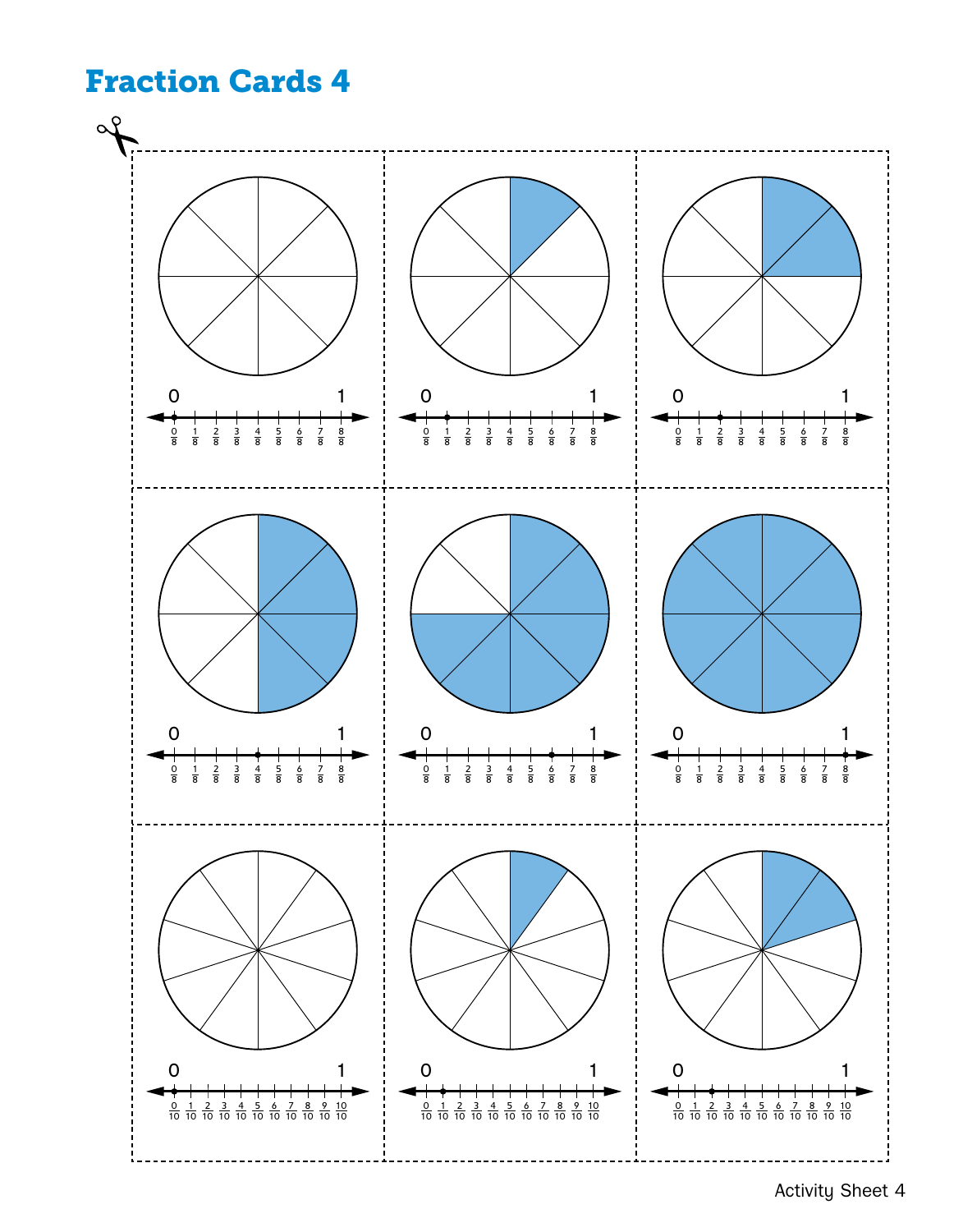# Fraction Cards 4

0 1

$\frac{0}{8}$ $\frac{1}{8}$ $\frac{2}{8}$ $\frac{3}{8}$ $\frac{4}{8}$ $\frac{5}{8}$ $\frac{6}{8}$ $\frac{7}{8}$ $\frac{8}{8}$

0 1

$\frac{0}{8}$ $\frac{1}{8}$ $\frac{2}{8}$ $\frac{3}{8}$ $\frac{4}{8}$ $\frac{5}{8}$ $\frac{6}{8}$ $\frac{7}{8}$ $\frac{8}{8}$

0 1

$\frac{0}{8}$ $\frac{1}{8}$ $\frac{2}{8}$ $\frac{3}{8}$ $\frac{4}{8}$ $\frac{5}{8}$ $\frac{6}{8}$ $\frac{7}{8}$ $\frac{8}{8}$

0 1

$\frac{0}{8}$ $\frac{1}{8}$ $\frac{2}{8}$ $\frac{3}{8}$ $\frac{4}{8}$ $\frac{5}{8}$ $\frac{6}{8}$ $\frac{7}{8}$ $\frac{8}{8}$

0 1

$\frac{0}{8}$ $\frac{1}{8}$ $\frac{2}{8}$ $\frac{3}{8}$ $\frac{4}{8}$ $\frac{5}{8}$ $\frac{6}{8}$ $\frac{7}{8}$ $\frac{8}{8}$

0 1

$\frac{0}{8}$ $\frac{1}{8}$ $\frac{2}{8}$ $\frac{3}{8}$ $\frac{4}{8}$ $\frac{5}{8}$ $\frac{6}{8}$ $\frac{7}{8}$ $\frac{8}{8}$

0 1

$\frac{0}{10}$ $\frac{1}{10}$ $\frac{2}{10}$ $\frac{3}{10}$ $\frac{4}{10}$ $\frac{5}{10}$ $\frac{6}{10}$ $\frac{7}{10}$ $\frac{8}{10}$ $\frac{9}{10}$ $\frac{10}{10}$

0 1

$\frac{0}{10}$ $\frac{1}{10}$ $\frac{2}{10}$ $\frac{3}{10}$ $\frac{4}{10}$ $\frac{5}{10}$ $\frac{6}{10}$ $\frac{7}{10}$ $\frac{8}{10}$ $\frac{9}{10}$ $\frac{10}{10}$

0 1

$\frac{0}{10}$ $\frac{1}{10}$ $\frac{2}{10}$ $\frac{3}{10}$ $\frac{4}{10}$ $\frac{5}{10}$ $\frac{6}{10}$ $\frac{7}{10}$ $\frac{8}{10}$ $\frac{9}{10}$ $\frac{10}{10}$

Activity Sheet 4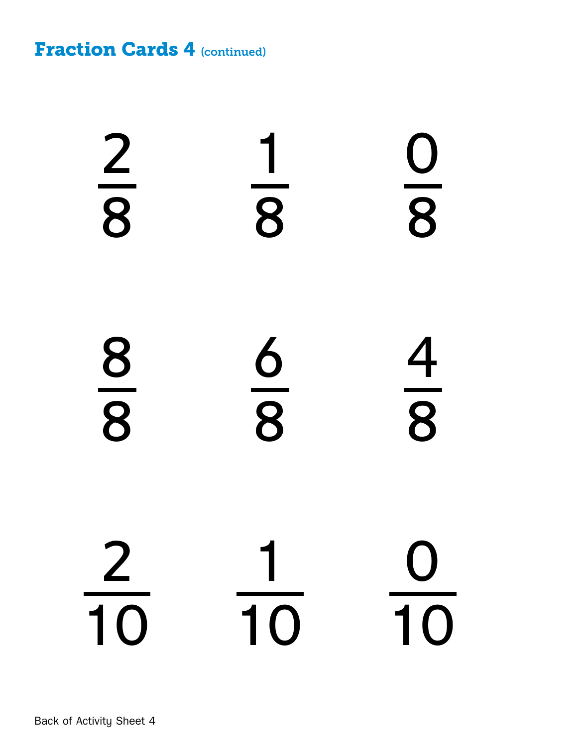## Fraction Cards 4 (continued)

$$\frac{2}{8} \qquad \frac{1}{8} \qquad \frac{0}{8}$$

$$\frac{8}{8} \qquad \frac{6}{8} \qquad \frac{4}{8}$$

$$\frac{2}{10} \qquad \frac{1}{10} \qquad \frac{0}{10}$$

Back of Activity Sheet 4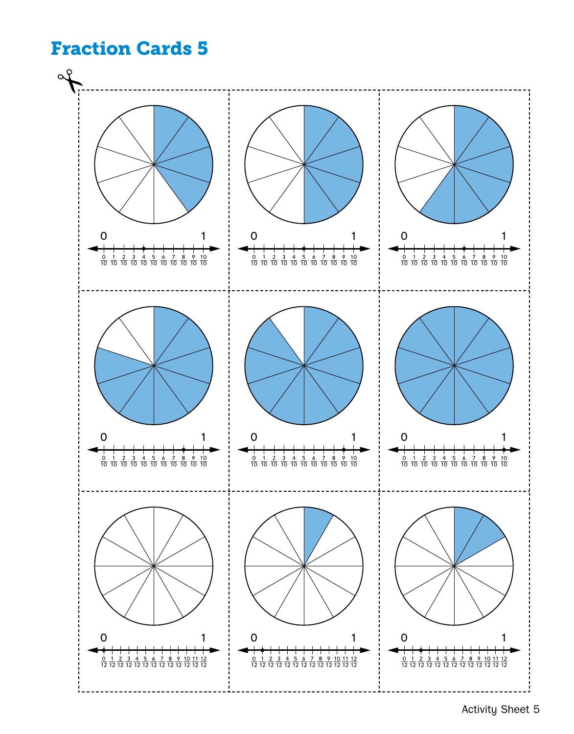# Fraction Cards 5

0 1

$\frac{0}{10}$ $\frac{1}{10}$ $\frac{2}{10}$ $\frac{3}{10}$ $\frac{4}{10}$ $\frac{5}{10}$ $\frac{6}{10}$ $\frac{7}{10}$ $\frac{8}{10}$ $\frac{9}{10}$ $\frac{10}{10}$

0 1

$\frac{0}{10}$ $\frac{1}{10}$ $\frac{2}{10}$ $\frac{3}{10}$ $\frac{4}{10}$ $\frac{5}{10}$ $\frac{6}{10}$ $\frac{7}{10}$ $\frac{8}{10}$ $\frac{9}{10}$ $\frac{10}{10}$

0 1

$\frac{0}{10}$ $\frac{1}{10}$ $\frac{2}{10}$ $\frac{3}{10}$ $\frac{4}{10}$ $\frac{5}{10}$ $\frac{6}{10}$ $\frac{7}{10}$ $\frac{8}{10}$ $\frac{9}{10}$ $\frac{10}{10}$

0 1

$\frac{0}{10}$ $\frac{1}{10}$ $\frac{2}{10}$ $\frac{3}{10}$ $\frac{4}{10}$ $\frac{5}{10}$ $\frac{6}{10}$ $\frac{7}{10}$ $\frac{8}{10}$ $\frac{9}{10}$ $\frac{10}{10}$

0 1

$\frac{0}{10}$ $\frac{1}{10}$ $\frac{2}{10}$ $\frac{3}{10}$ $\frac{4}{10}$ $\frac{5}{10}$ $\frac{6}{10}$ $\frac{7}{10}$ $\frac{8}{10}$ $\frac{9}{10}$ $\frac{10}{10}$

0 1

$\frac{0}{10}$ $\frac{1}{10}$ $\frac{2}{10}$ $\frac{3}{10}$ $\frac{4}{10}$ $\frac{5}{10}$ $\frac{6}{10}$ $\frac{7}{10}$ $\frac{8}{10}$ $\frac{9}{10}$ $\frac{10}{10}$

0 1

$\frac{0}{12}$ $\frac{1}{12}$ $\frac{2}{12}$ $\frac{3}{12}$ $\frac{4}{12}$ $\frac{5}{12}$ $\frac{6}{12}$ $\frac{7}{12}$ $\frac{8}{12}$ $\frac{9}{12}$ $\frac{10}{12}$ $\frac{11}{12}$ $\frac{12}{12}$

0 1

$\frac{0}{12}$ $\frac{1}{12}$ $\frac{2}{12}$ $\frac{3}{12}$ $\frac{4}{12}$ $\frac{5}{12}$ $\frac{6}{12}$ $\frac{7}{12}$ $\frac{8}{12}$ $\frac{9}{12}$ $\frac{10}{12}$ $\frac{11}{12}$ $\frac{12}{12}$

0 1

$\frac{0}{12}$ $\frac{1}{12}$ $\frac{2}{12}$ $\frac{3}{12}$ $\frac{4}{12}$ $\frac{5}{12}$ $\frac{6}{12}$ $\frac{7}{12}$ $\frac{8}{12}$ $\frac{9}{12}$ $\frac{10}{12}$ $\frac{11}{12}$ $\frac{12}{12}$

Activity Sheet 5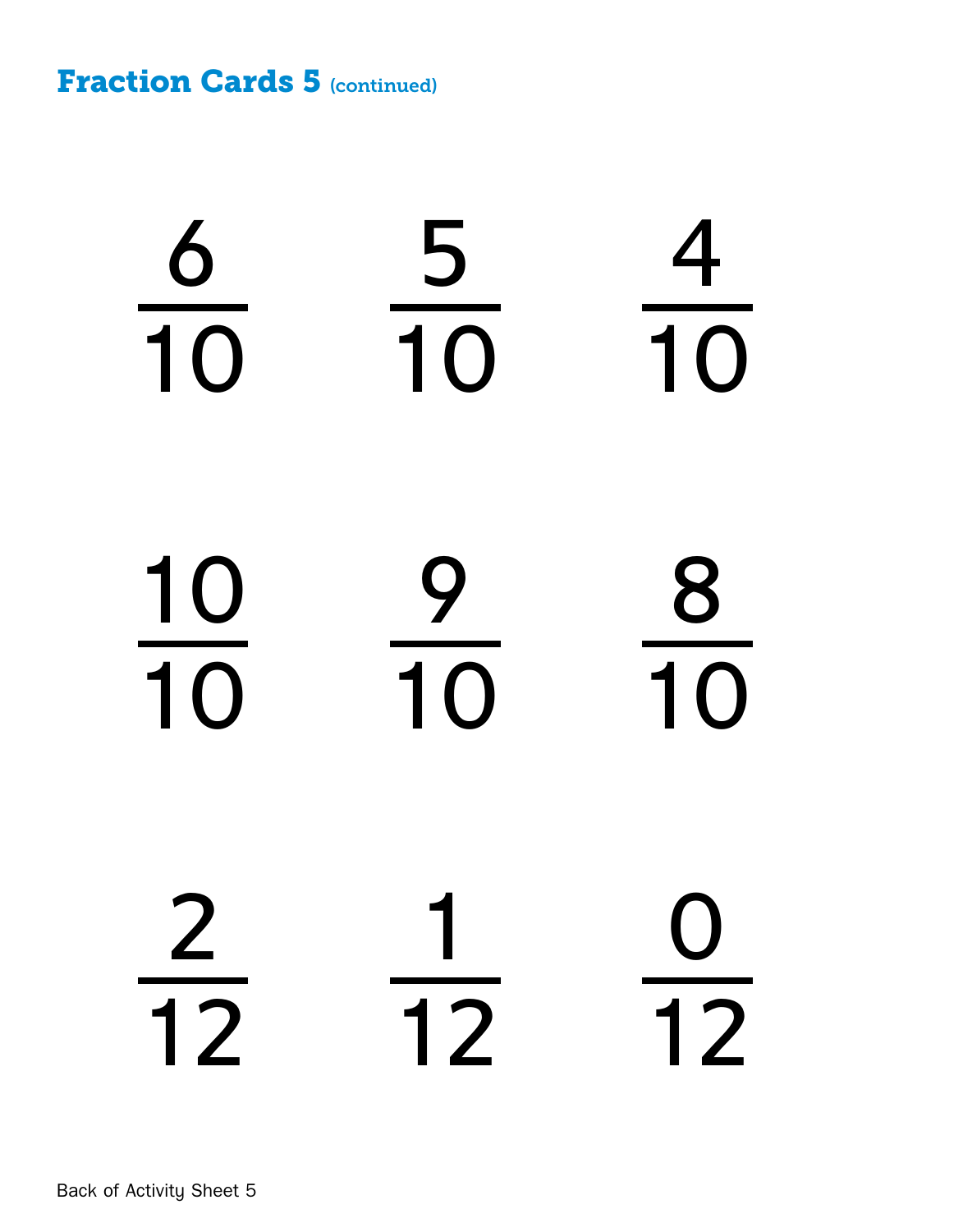## Fraction Cards 5 (continued)

$$\frac{6}{10} \qquad \frac{5}{10} \qquad \frac{4}{10}$$

$$\frac{10}{10} \qquad \frac{9}{10} \qquad \frac{8}{10}$$

$$\frac{2}{12} \qquad \frac{1}{12} \qquad \frac{0}{12}$$

Back of Activity Sheet 5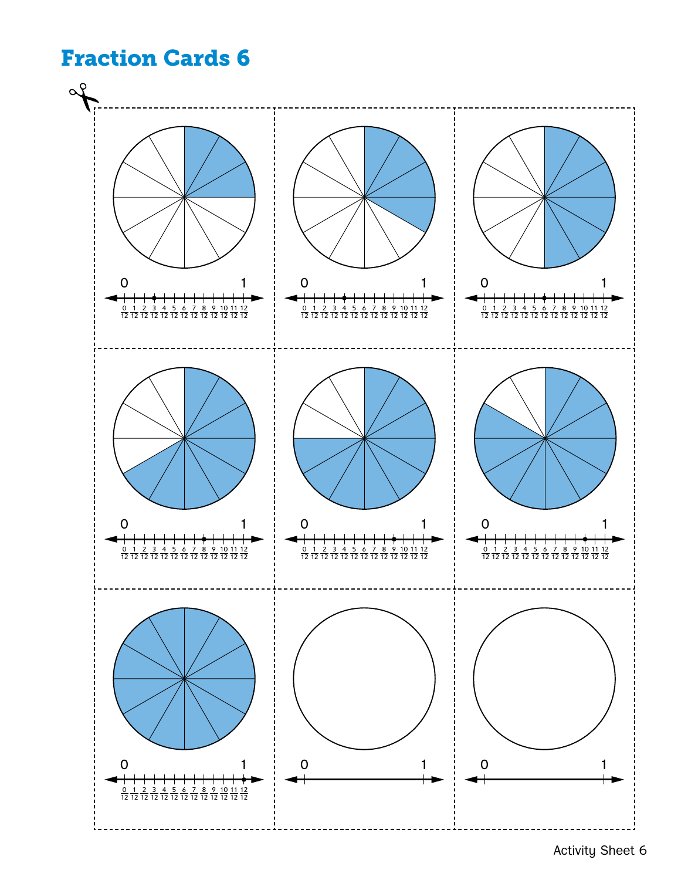# Fraction Cards 6

0 1

$\frac{0}{12}$ $\frac{1}{12}$ $\frac{2}{12}$ $\frac{3}{12}$ $\frac{4}{12}$ $\frac{5}{12}$ $\frac{6}{12}$ $\frac{7}{12}$ $\frac{8}{12}$ $\frac{9}{12}$ $\frac{10}{12}$ $\frac{11}{12}$ $\frac{12}{12}$

0 1

$\frac{0}{12}$ $\frac{1}{12}$ $\frac{2}{12}$ $\frac{3}{12}$ $\frac{4}{12}$ $\frac{5}{12}$ $\frac{6}{12}$ $\frac{7}{12}$ $\frac{8}{12}$ $\frac{9}{12}$ $\frac{10}{12}$ $\frac{11}{12}$ $\frac{12}{12}$

0 1

$\frac{0}{12}$ $\frac{1}{12}$ $\frac{2}{12}$ $\frac{3}{12}$ $\frac{4}{12}$ $\frac{5}{12}$ $\frac{6}{12}$ $\frac{7}{12}$ $\frac{8}{12}$ $\frac{9}{12}$ $\frac{10}{12}$ $\frac{11}{12}$ $\frac{12}{12}$

0 1

$\frac{0}{12}$ $\frac{1}{12}$ $\frac{2}{12}$ $\frac{3}{12}$ $\frac{4}{12}$ $\frac{5}{12}$ $\frac{6}{12}$ $\frac{7}{12}$ $\frac{8}{12}$ $\frac{9}{12}$ $\frac{10}{12}$ $\frac{11}{12}$ $\frac{12}{12}$

0 1

$\frac{0}{12}$ $\frac{1}{12}$ $\frac{2}{12}$ $\frac{3}{12}$ $\frac{4}{12}$ $\frac{5}{12}$ $\frac{6}{12}$ $\frac{7}{12}$ $\frac{8}{12}$ $\frac{9}{12}$ $\frac{10}{12}$ $\frac{11}{12}$ $\frac{12}{12}$

0 1

$\frac{0}{12}$ $\frac{1}{12}$ $\frac{2}{12}$ $\frac{3}{12}$ $\frac{4}{12}$ $\frac{5}{12}$ $\frac{6}{12}$ $\frac{7}{12}$ $\frac{8}{12}$ $\frac{9}{12}$ $\frac{10}{12}$ $\frac{11}{12}$ $\frac{12}{12}$

0 1

$\frac{0}{12}$ $\frac{1}{12}$ $\frac{2}{12}$ $\frac{3}{12}$ $\frac{4}{12}$ $\frac{5}{12}$ $\frac{6}{12}$ $\frac{7}{12}$ $\frac{8}{12}$ $\frac{9}{12}$ $\frac{10}{12}$ $\frac{11}{12}$ $\frac{12}{12}$

0 1

0 1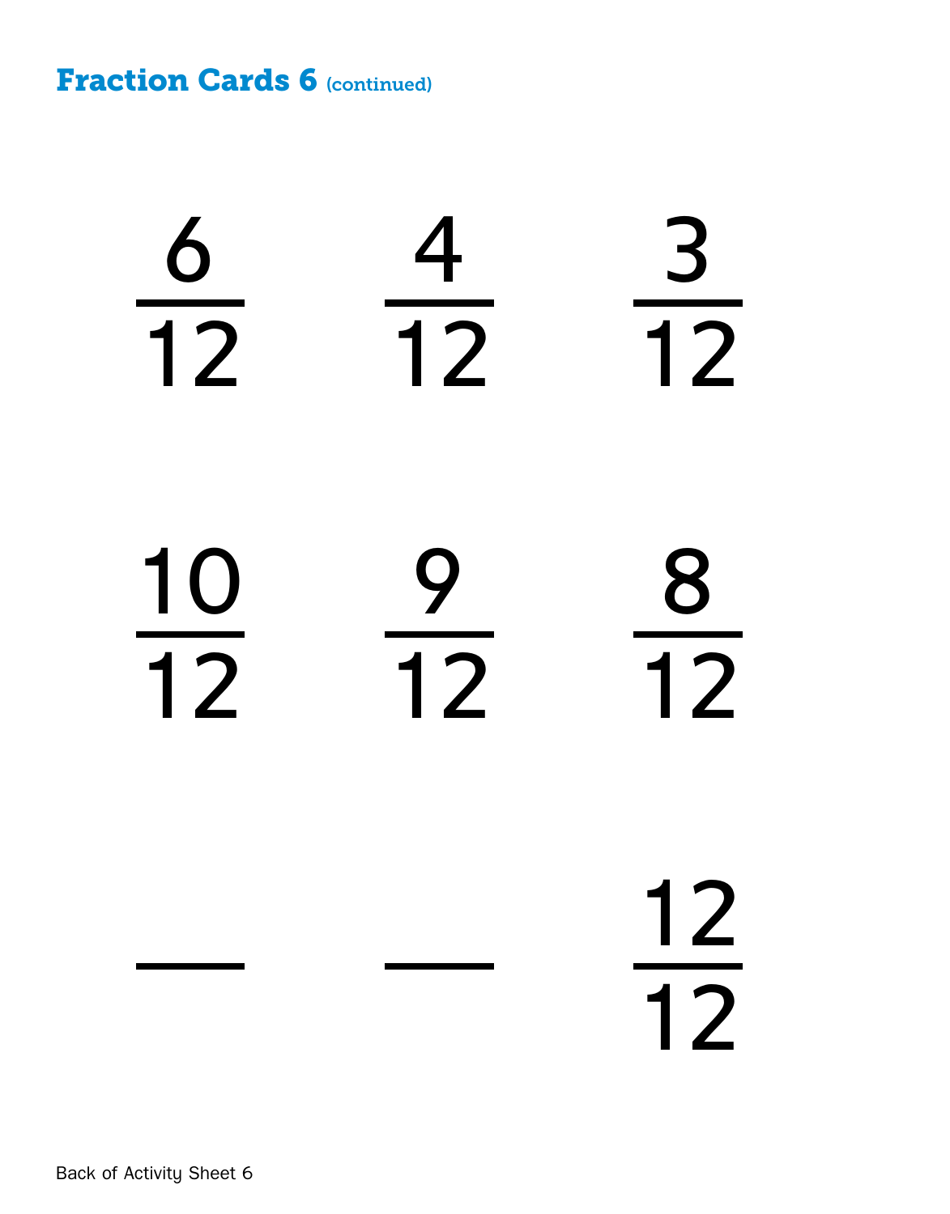# Fraction Cards 6 (continued)

$$\frac{6}{12} \qquad \frac{4}{12} \qquad \frac{3}{12}$$

$$\frac{10}{12} \qquad \frac{9}{12} \qquad \frac{8}{12}$$

$$\frac{\phantom{0}}{\phantom{0}} \qquad \frac{\phantom{0}}{\phantom{0}} \qquad \frac{12}{12}$$

Back of Activity Sheet 6